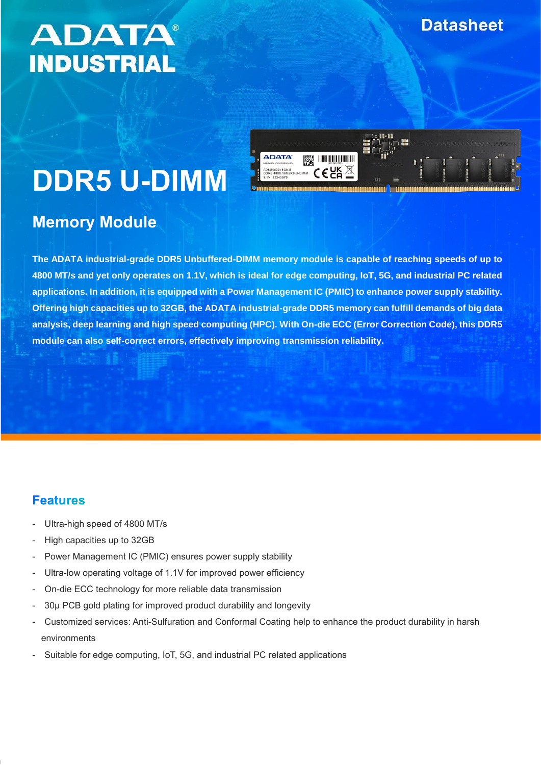ADATA® INDUSTRIAL

Datasheet

# DDR5 U-DIMM

## Memory Module

**The ADATA industrial-grade DDR5 Unbuffered-DIMM memory module is capable of reaching speeds of up to 4800 MT/s and yet only operates on 1.1V, which is ideal for edge computing, IoT, 5G, and industrial PC related applications. In addition, it is equipped with a Power Management IC (PMIC) to enhance power supply stability. Offering high capacities up to 32GB, the ADATA industrial-grade DDR5 memory can fulfill demands of big data analysis, deep learning and high speed computing (HPC). With On-die ECC (Error Correction Code), this DDR5 module can also self-correct errors, effectively improving transmission reliability.**

## Features

- Ultra-high speed of 4800 MT/s
- High capacities up to 32GB
- Power Management IC (PMIC) ensures power supply stability
- Ultra-low operating voltage of 1.1V for improved power efficiency
- On-die ECC technology for more reliable data transmission
- 30μ PCB gold plating for improved product durability and longevity
- Customized services: Anti-Sulfuration and Conformal Coating help to enhance the product durability in harsh environments
- Suitable for edge computing, IoT, 5G, and industrial PC related applications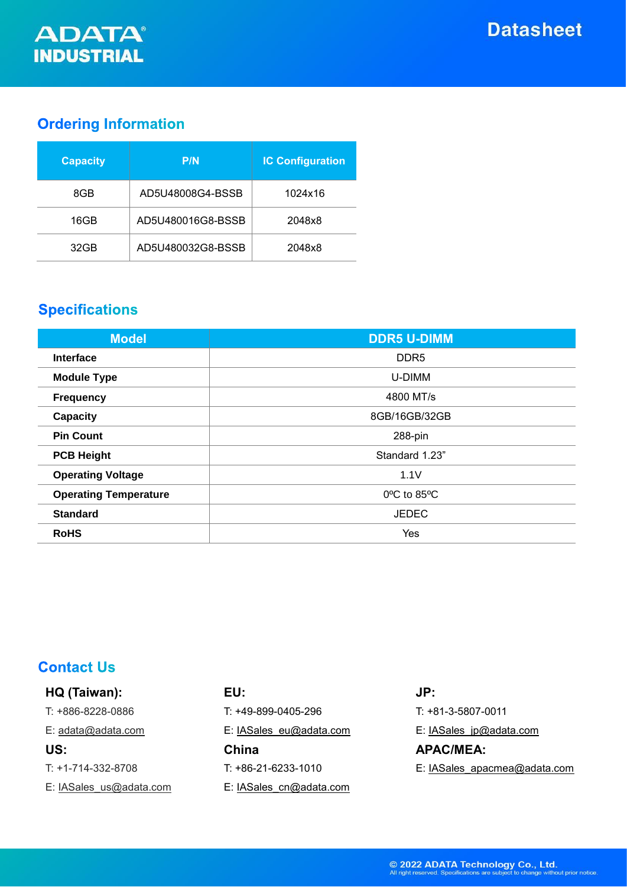## Ordering Information

| Capacity | P/N | IC Configuration |
|---|---|---|
| 8GB | AD5U48008G4-BSSB | 1024x16 |
| 16GB | AD5U480016G8-BSSB | 2048x8 |
| 32GB | AD5U480032G8-BSSB | 2048x8 |

## Specifications

| Model | DDR5 U-DIMM |
|---|---|
| **Interface** | DDR5 |
| **Module Type** | U-DIMM |
| **Frequency** | 4800 MT/s |
| **Capacity** | 8GB/16GB/32GB |
| **Pin Count** | 288-pin |
| **PCB Height** | Standard 1.23" |
| **Operating Voltage** | 1.1V |
| **Operating Temperature** | 0ºC to 85ºC |
| **Standard** | JEDEC |
| **RoHS** | Yes |

## Contact Us

**HQ (Taiwan):**
T: +886-8228-0886
E: adata@adata.com

**US:**
T: +1-714-332-8708
E: IASales_us@adata.com

**EU:**
T: +49-899-0405-296
E: IASales_eu@adata.com

**China**
T: +86-21-6233-1010
E: IASales_cn@adata.com

**JP:**
T: +81-3-5807-0011
E: IASales_jp@adata.com

**APAC/MEA:**
E: IASales_apacmea@adata.com

**© 2022 ADATA Technology Co., Ltd.**
All right reserved. Specifications are subject to change without prior notice.